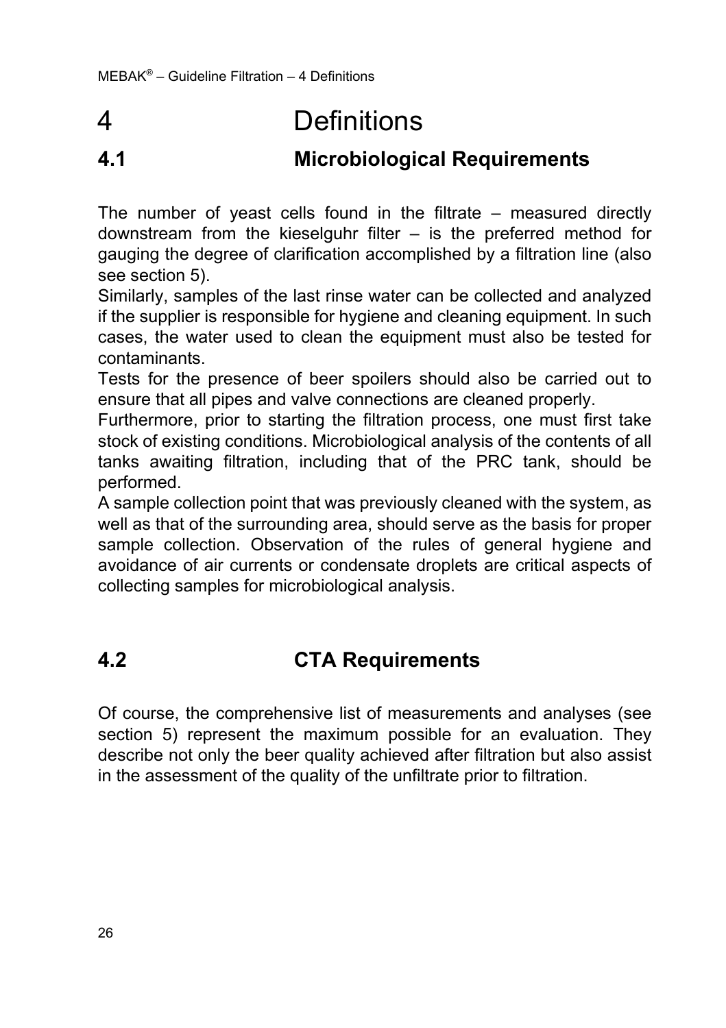# 4 Definitions

## 4.1 Microbiological Requirements

The number of yeast cells found in the filtrate – measured directly downstream from the kieselguhr filter – is the preferred method for gauging the degree of clarification accomplished by a filtration line (also see section 5).

Similarly, samples of the last rinse water can be collected and analyzed if the supplier is responsible for hygiene and cleaning equipment. In such cases, the water used to clean the equipment must also be tested for contaminants.

Tests for the presence of beer spoilers should also be carried out to ensure that all pipes and valve connections are cleaned properly.

Furthermore, prior to starting the filtration process, one must first take stock of existing conditions. Microbiological analysis of the contents of all tanks awaiting filtration, including that of the PRC tank, should be performed.

A sample collection point that was previously cleaned with the system, as well as that of the surrounding area, should serve as the basis for proper sample collection. Observation of the rules of general hygiene and avoidance of air currents or condensate droplets are critical aspects of collecting samples for microbiological analysis.

## 4.2 CTA Requirements

Of course, the comprehensive list of measurements and analyses (see section 5) represent the maximum possible for an evaluation. They describe not only the beer quality achieved after filtration but also assist in the assessment of the quality of the unfiltrate prior to filtration.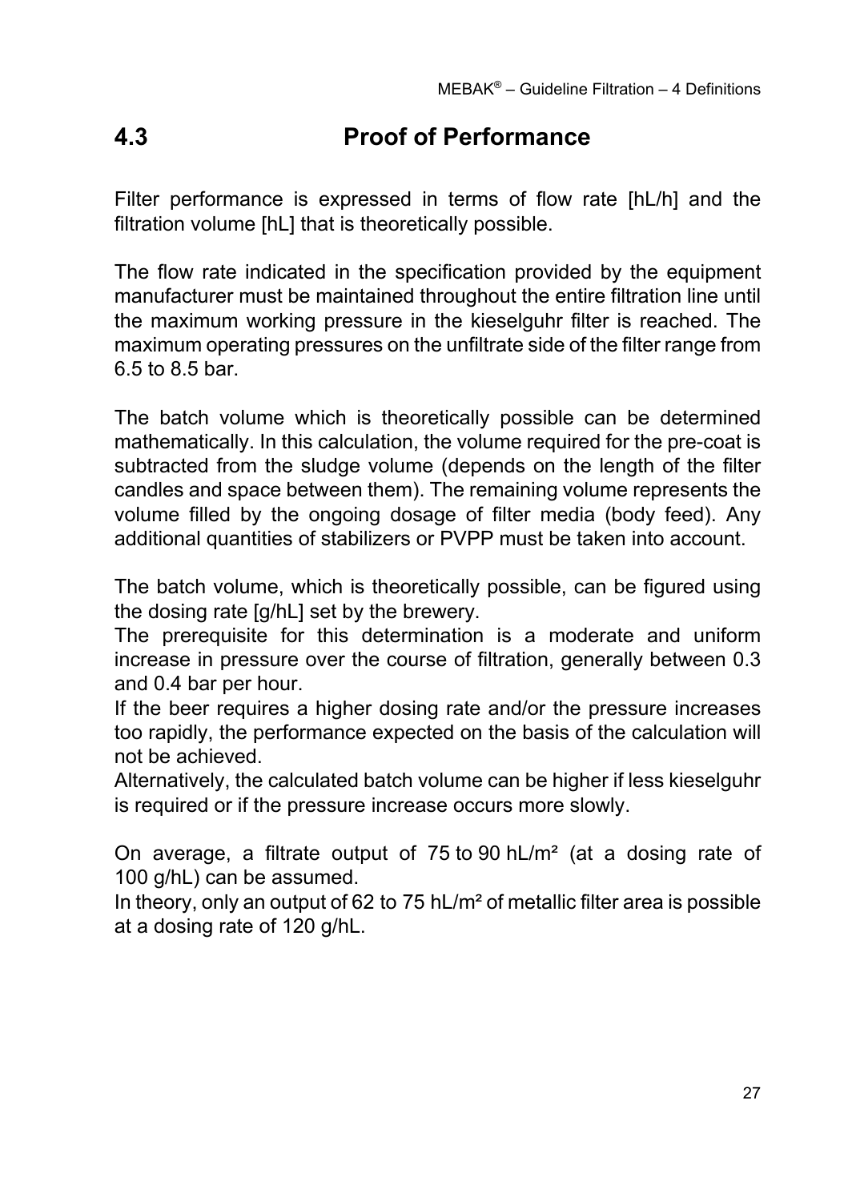## 4.3 Proof of Performance

Filter performance is expressed in terms of flow rate [hL/h] and the filtration volume [hL] that is theoretically possible.

The flow rate indicated in the specification provided by the equipment manufacturer must be maintained throughout the entire filtration line until the maximum working pressure in the kieselguhr filter is reached. The maximum operating pressures on the unfiltrate side of the filter range from 6.5 to 8.5 bar.

The batch volume which is theoretically possible can be determined mathematically. In this calculation, the volume required for the pre-coat is subtracted from the sludge volume (depends on the length of the filter candles and space between them). The remaining volume represents the volume filled by the ongoing dosage of filter media (body feed). Any additional quantities of stabilizers or PVPP must be taken into account.

The batch volume, which is theoretically possible, can be figured using the dosing rate [g/hL] set by the brewery.
The prerequisite for this determination is a moderate and uniform increase in pressure over the course of filtration, generally between 0.3 and 0.4 bar per hour.
If the beer requires a higher dosing rate and/or the pressure increases too rapidly, the performance expected on the basis of the calculation will not be achieved.
Alternatively, the calculated batch volume can be higher if less kieselguhr is required or if the pressure increase occurs more slowly.

On average, a filtrate output of 75 to 90 hL/m² (at a dosing rate of 100 g/hL) can be assumed.
In theory, only an output of 62 to 75 hL/m² of metallic filter area is possible at a dosing rate of 120 g/hL.